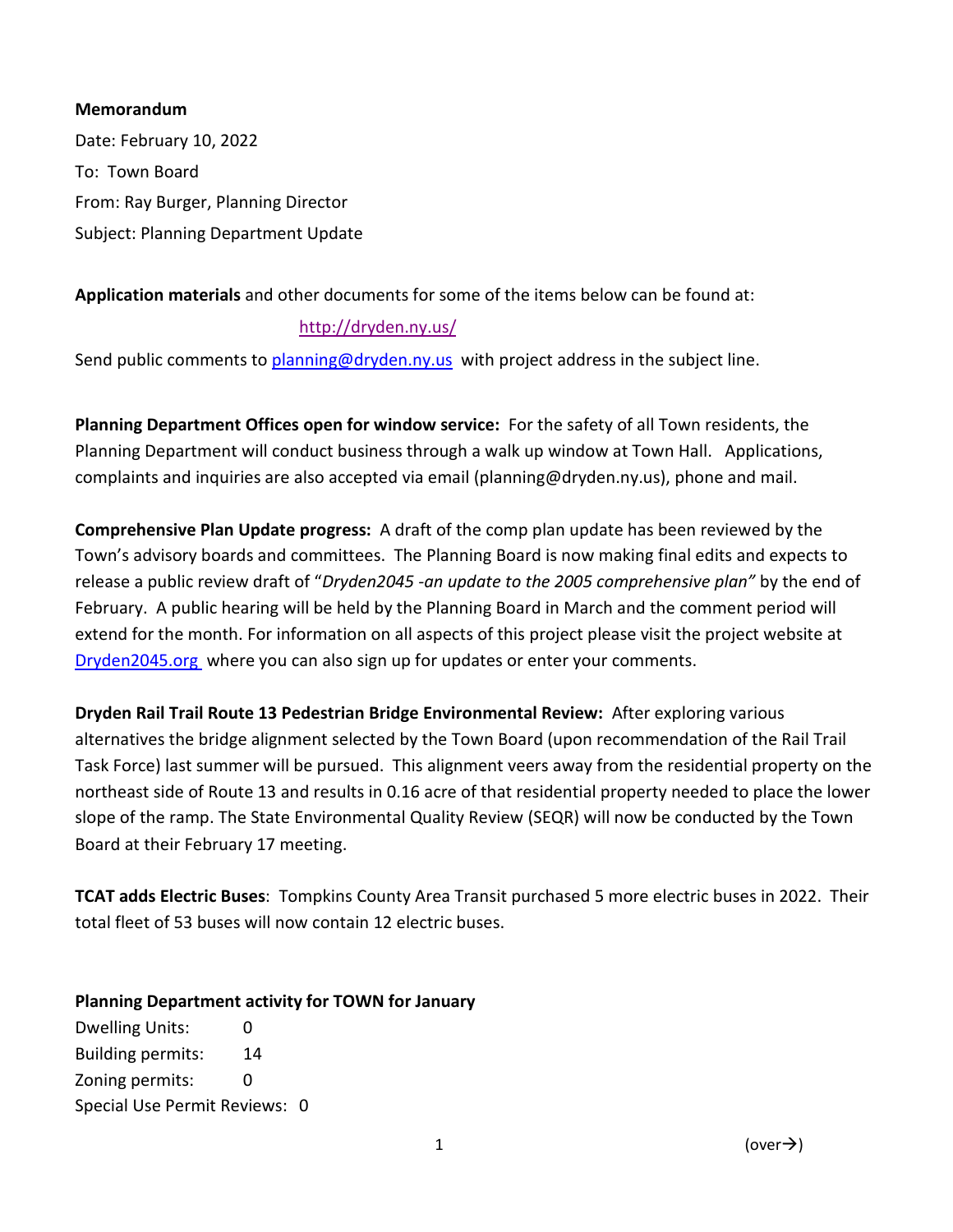**Memorandum**

Date: February 10, 2022

To: Town Board

From: Ray Burger, Planning Director

Subject: Planning Department Update

**Application materials** and other documents for some of the items below can be found at:

http://dryden.ny.us/

Send public comments to planning@dryden.ny.us with project address in the subject line.

**Planning Department Offices open for window service:** For the safety of all Town residents, the Planning Department will conduct business through a walk up window at Town Hall. Applications, complaints and inquiries are also accepted via email (planning@dryden.ny.us), phone and mail.

**Comprehensive Plan Update progress:** A draft of the comp plan update has been reviewed by the Town's advisory boards and committees. The Planning Board is now making final edits and expects to release a public review draft of "*Dryden2045 -an update to the 2005 comprehensive plan"* by the end of February. A public hearing will be held by the Planning Board in March and the comment period will extend for the month. For information on all aspects of this project please visit the project website at Dryden2045.org where you can also sign up for updates or enter your comments.

**Dryden Rail Trail Route 13 Pedestrian Bridge Environmental Review:** After exploring various alternatives the bridge alignment selected by the Town Board (upon recommendation of the Rail Trail Task Force) last summer will be pursued. This alignment veers away from the residential property on the northeast side of Route 13 and results in 0.16 acre of that residential property needed to place the lower slope of the ramp. The State Environmental Quality Review (SEQR) will now be conducted by the Town Board at their February 17 meeting.

**TCAT adds Electric Buses**: Tompkins County Area Transit purchased 5 more electric buses in 2022. Their total fleet of 53 buses will now contain 12 electric buses.

**Planning Department activity for TOWN for January**

Dwelling Units: 0

Building permits: 14

Zoning permits: 0

Special Use Permit Reviews: 0

(over→)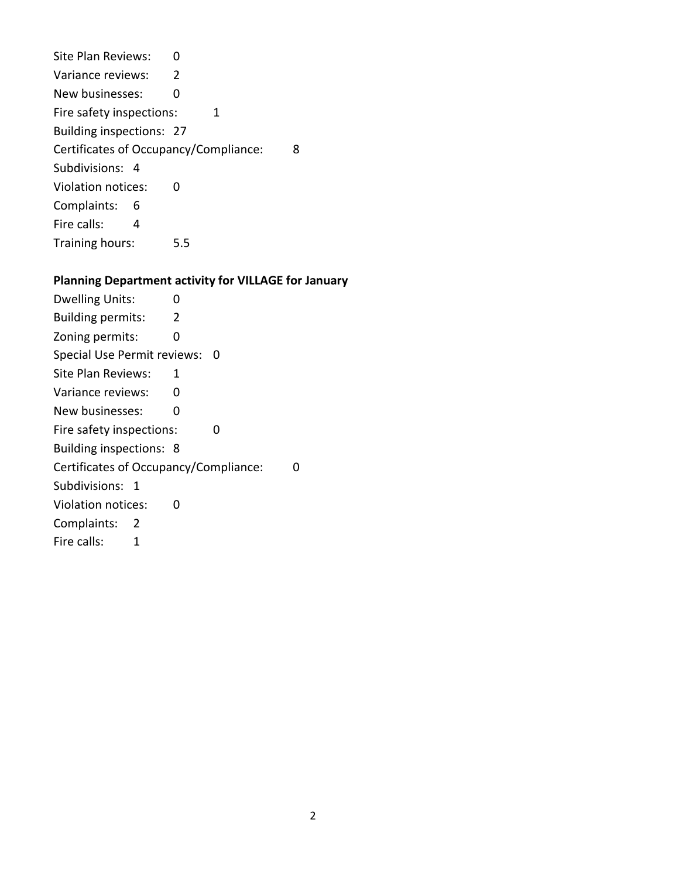Site Plan Reviews: 0
Variance reviews: 2
New businesses: 0
Fire safety inspections: 1
Building inspections: 27
Certificates of Occupancy/Compliance: 8
Subdivisions: 4
Violation notices: 0
Complaints: 6
Fire calls: 4
Training hours: 5.5

**Planning Department activity for VILLAGE for January**

Dwelling Units: 0
Building permits: 2
Zoning permits: 0
Special Use Permit reviews: 0
Site Plan Reviews: 1
Variance reviews: 0
New businesses: 0
Fire safety inspections: 0
Building inspections: 8
Certificates of Occupancy/Compliance: 0
Subdivisions: 1
Violation notices: 0
Complaints: 2
Fire calls: 1